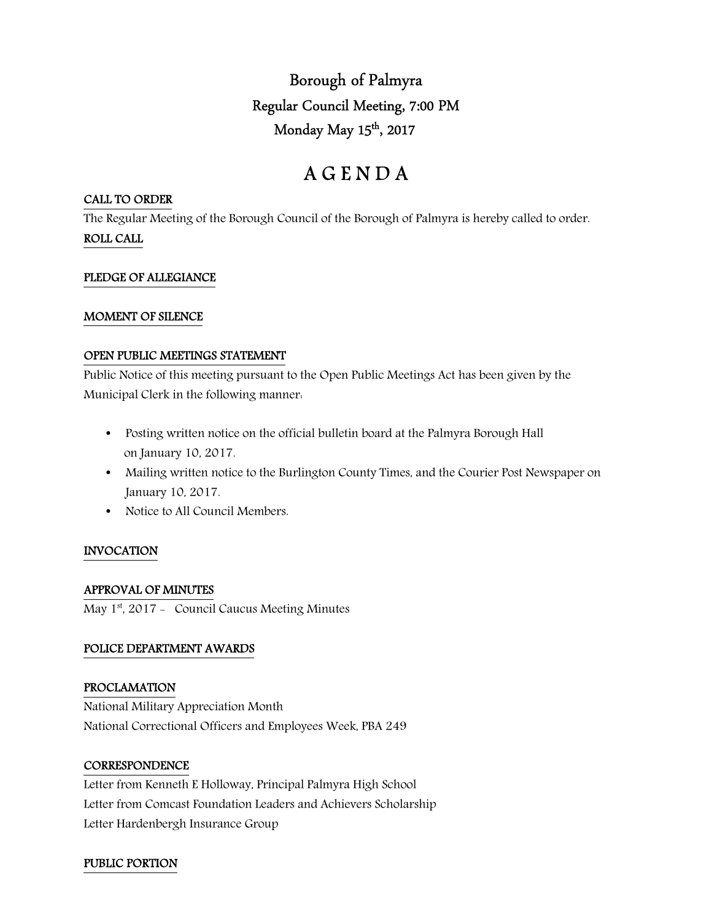# Borough of Palmyra

## Regular Council Meeting, 7:00 PM

## Monday May 15th, 2017

# A G E N D A

**CALL TO ORDER**

The Regular Meeting of the Borough Council of the Borough of Palmyra is hereby called to order.

**ROLL CALL**

**PLEDGE OF ALLEGIANCE**

**MOMENT OF SILENCE**

**OPEN PUBLIC MEETINGS STATEMENT**

Public Notice of this meeting pursuant to the Open Public Meetings Act has been given by the Municipal Clerk in the following manner:

- Posting written notice on the official bulletin board at the Palmyra Borough Hall on January 10, 2017.
- Mailing written notice to the Burlington County Times, and the Courier Post Newspaper on January 10, 2017.
- Notice to All Council Members.

**INVOCATION**

**APPROVAL OF MINUTES**

May 1st, 2017 - Council Caucus Meeting Minutes

**POLICE DEPARTMENT AWARDS**

**PROCLAMATION**

National Military Appreciation Month

National Correctional Officers and Employees Week, PBA 249

**CORRESPONDENCE**

Letter from Kenneth E Holloway, Principal Palmyra High School

Letter from Comcast Foundation Leaders and Achievers Scholarship

Letter Hardenbergh Insurance Group

**PUBLIC PORTION**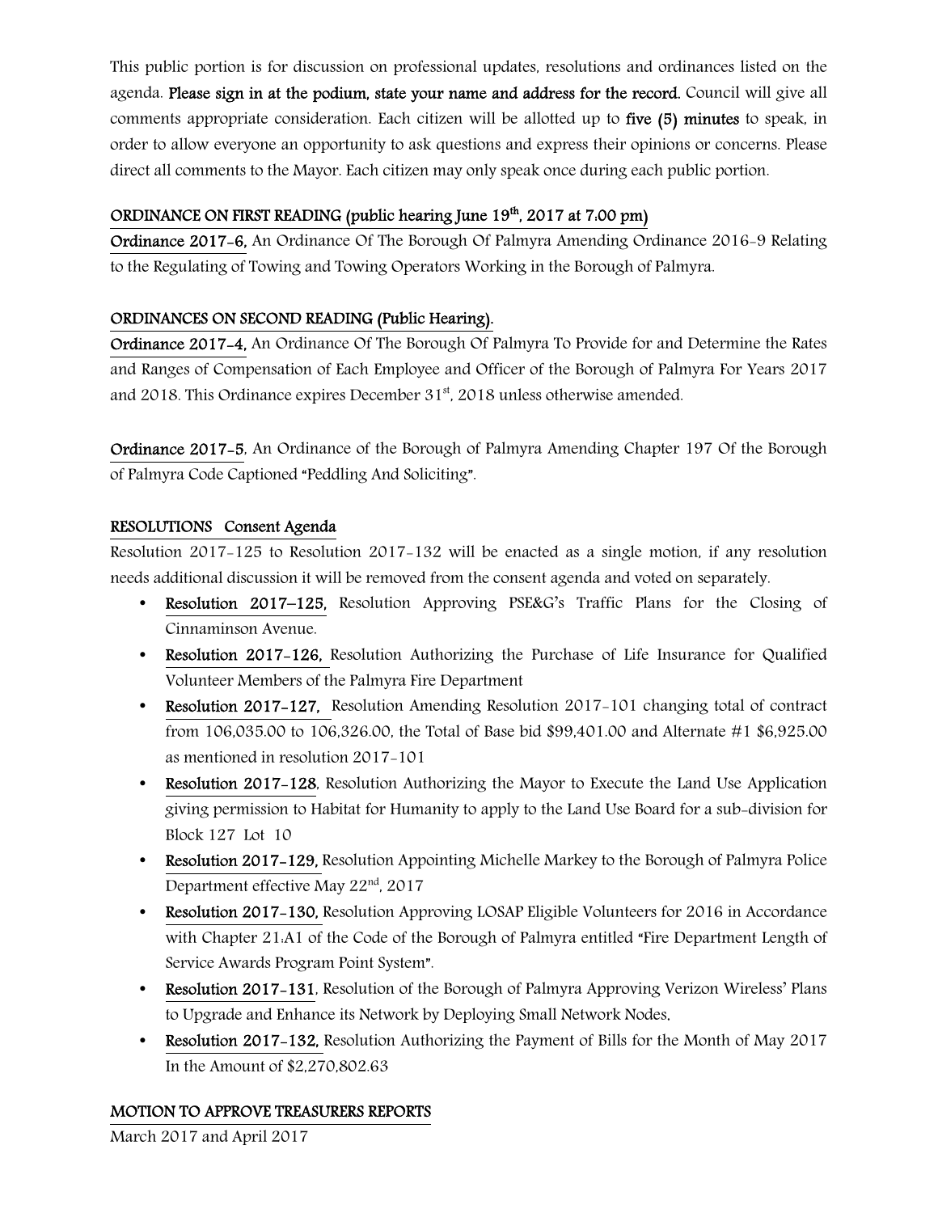This public portion is for discussion on professional updates, resolutions and ordinances listed on the agenda. **Please sign in at the podium, state your name and address for the record.** Council will give all comments appropriate consideration. Each citizen will be allotted up to **five (5) minutes** to speak, in order to allow everyone an opportunity to ask questions and express their opinions or concerns. Please direct all comments to the Mayor. Each citizen may only speak once during each public portion.

**ORDINANCE ON FIRST READING (public hearing June 19th, 2017 at 7:00 pm)**

**Ordinance 2017-6,** An Ordinance Of The Borough Of Palmyra Amending Ordinance 2016-9 Relating to the Regulating of Towing and Towing Operators Working in the Borough of Palmyra.

**ORDINANCES ON SECOND READING (Public Hearing).**

**Ordinance 2017-4,** An Ordinance Of The Borough Of Palmyra To Provide for and Determine the Rates and Ranges of Compensation of Each Employee and Officer of the Borough of Palmyra For Years 2017 and 2018. This Ordinance expires December 31st, 2018 unless otherwise amended.

**Ordinance 2017-5**, An Ordinance of the Borough of Palmyra Amending Chapter 197 Of the Borough of Palmyra Code Captioned "Peddling And Soliciting".

**RESOLUTIONS Consent Agenda**

Resolution 2017-125 to Resolution 2017-132 will be enacted as a single motion, if any resolution needs additional discussion it will be removed from the consent agenda and voted on separately.

- **Resolution 2017–125,** Resolution Approving PSE&G's Traffic Plans for the Closing of Cinnaminson Avenue.
- **Resolution 2017-126,** Resolution Authorizing the Purchase of Life Insurance for Qualified Volunteer Members of the Palmyra Fire Department
- **Resolution 2017-127,** Resolution Amending Resolution 2017-101 changing total of contract from 106,035.00 to 106,326.00, the Total of Base bid $99,401.00 and Alternate #1 $6,925.00 as mentioned in resolution 2017-101
- **Resolution 2017-128**, Resolution Authorizing the Mayor to Execute the Land Use Application giving permission to Habitat for Humanity to apply to the Land Use Board for a sub-division for Block 127 Lot 10
- **Resolution 2017-129,** Resolution Appointing Michelle Markey to the Borough of Palmyra Police Department effective May 22nd, 2017
- **Resolution 2017-130,** Resolution Approving LOSAP Eligible Volunteers for 2016 in Accordance with Chapter 21:A1 of the Code of the Borough of Palmyra entitled "Fire Department Length of Service Awards Program Point System".
- **Resolution 2017-131**, Resolution of the Borough of Palmyra Approving Verizon Wireless' Plans to Upgrade and Enhance its Network by Deploying Small Network Nodes.
- **Resolution 2017-132,** Resolution Authorizing the Payment of Bills for the Month of May 2017 In the Amount of $2,270,802.63

**MOTION TO APPROVE TREASURERS REPORTS**

March 2017 and April 2017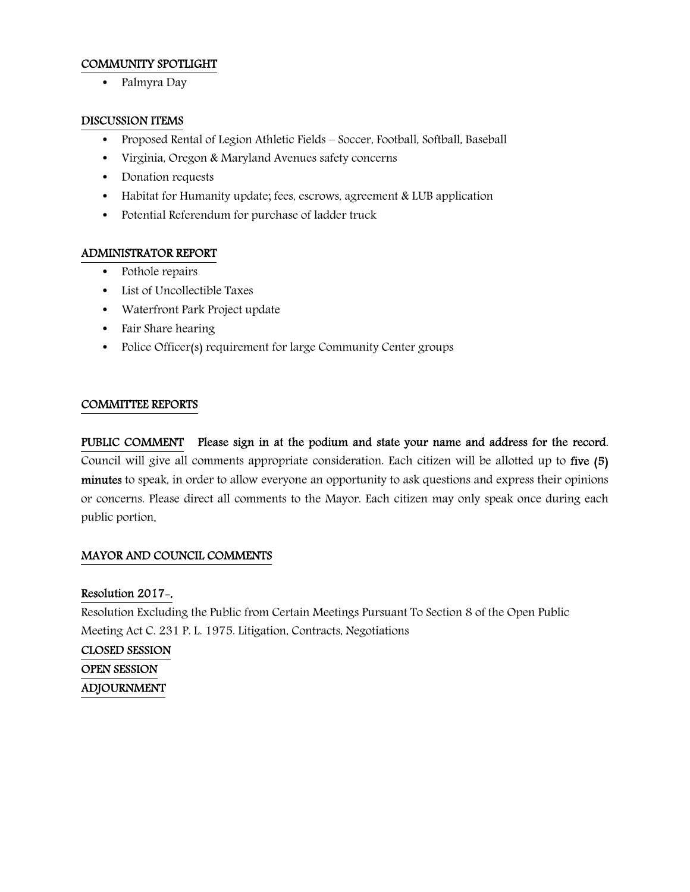**COMMUNITY SPOTLIGHT**

- Palmyra Day

**DISCUSSION ITEMS**

- Proposed Rental of Legion Athletic Fields – Soccer, Football, Softball, Baseball
- Virginia, Oregon & Maryland Avenues safety concerns
- Donation requests
- Habitat for Humanity update; fees, escrows, agreement & LUB application
- Potential Referendum for purchase of ladder truck

**ADMINISTRATOR REPORT**

- Pothole repairs
- List of Uncollectible Taxes
- Waterfront Park Project update
- Fair Share hearing
- Police Officer(s) requirement for large Community Center groups

**COMMITTEE REPORTS**

**PUBLIC COMMENT** **Please sign in at the podium and state your name and address for the record.** Council will give all comments appropriate consideration. Each citizen will be allotted up to **five (5) minutes** to speak, in order to allow everyone an opportunity to ask questions and express their opinions or concerns. Please direct all comments to the Mayor. Each citizen may only speak once during each public portion.

**MAYOR AND COUNCIL COMMENTS**

**Resolution 2017-,**

Resolution Excluding the Public from Certain Meetings Pursuant To Section 8 of the Open Public Meeting Act C. 231 P. L. 1975. Litigation, Contracts, Negotiations

**CLOSED SESSION**

**OPEN SESSION**

**ADJOURNMENT**